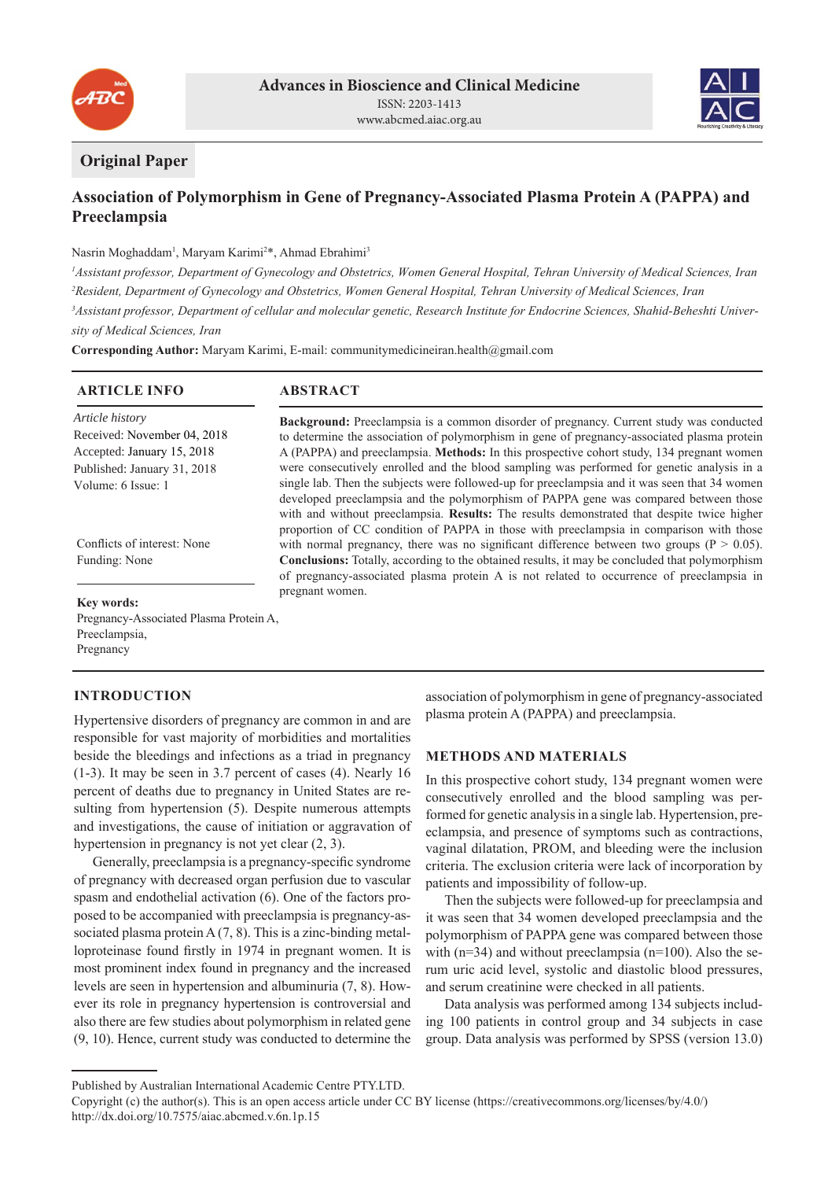Advances in Bioscience and Clinical Medicine
ISSN: 2203-1413
www.abcmed.aiac.org.au

**Original Paper**

# Association of Polymorphism in Gene of Pregnancy-Associated Plasma Protein A (PAPPA) and Preeclampsia

Nasrin Moghaddam[1], Maryam Karimi[2]*, Ahmad Ebrahimi[3]

[1]*Assistant professor, Department of Gynecology and Obstetrics, Women General Hospital, Tehran University of Medical Sciences, Iran*
[2]*Resident, Department of Gynecology and Obstetrics, Women General Hospital, Tehran University of Medical Sciences, Iran*
[3]*Assistant professor, Department of cellular and molecular genetic, Research Institute for Endocrine Sciences, Shahid-Beheshti University of Medical Sciences, Iran*

**Corresponding Author:** Maryam Karimi, E-mail: communitymedicineiran.health@gmail.com

## ARTICLE INFO

*Article history*
Received: November 04, 2018
Accepted: January 15, 2018
Published: January 31, 2018
Volume: 6 Issue: 1

Conflicts of interest: None
Funding: None

**Key words:**
Pregnancy-Associated Plasma Protein A,
Preeclampsia,
Pregnancy

## ABSTRACT

**Background:** Preeclampsia is a common disorder of pregnancy. Current study was conducted to determine the association of polymorphism in gene of pregnancy-associated plasma protein A (PAPPA) and preeclampsia. **Methods:** In this prospective cohort study, 134 pregnant women were consecutively enrolled and the blood sampling was performed for genetic analysis in a single lab. Then the subjects were followed-up for preeclampsia and it was seen that 34 women developed preeclampsia and the polymorphism of PAPPA gene was compared between those with and without preeclampsia. **Results:** The results demonstrated that despite twice higher proportion of CC condition of PAPPA in those with preeclampsia in comparison with those with normal pregnancy, there was no significant difference between two groups ($P > 0.05$). **Conclusions:** Totally, according to the obtained results, it may be concluded that polymorphism of pregnancy-associated plasma protein A is not related to occurrence of preeclampsia in pregnant women.

## INTRODUCTION

Hypertensive disorders of pregnancy are common in and are responsible for vast majority of morbidities and mortalities beside the bleedings and infections as a triad in pregnancy (1-3). It may be seen in 3.7 percent of cases (4). Nearly 16 percent of deaths due to pregnancy in United States are resulting from hypertension (5). Despite numerous attempts and investigations, the cause of initiation or aggravation of hypertension in pregnancy is not yet clear (2, 3).

Generally, preeclampsia is a pregnancy-specific syndrome of pregnancy with decreased organ perfusion due to vascular spasm and endothelial activation (6). One of the factors proposed to be accompanied with preeclampsia is pregnancy-associated plasma protein A (7, 8). This is a zinc-binding metalloproteinase found firstly in 1974 in pregnant women. It is most prominent index found in pregnancy and the increased levels are seen in hypertension and albuminuria (7, 8). However its role in pregnancy hypertension is controversial and also there are few studies about polymorphism in related gene (9, 10). Hence, current study was conducted to determine the association of polymorphism in gene of pregnancy-associated plasma protein A (PAPPA) and preeclampsia.

## METHODS AND MATERIALS

In this prospective cohort study, 134 pregnant women were consecutively enrolled and the blood sampling was performed for genetic analysis in a single lab. Hypertension, preeclampsia, and presence of symptoms such as contractions, vaginal dilatation, PROM, and bleeding were the inclusion criteria. The exclusion criteria were lack of incorporation by patients and impossibility of follow-up.

Then the subjects were followed-up for preeclampsia and it was seen that 34 women developed preeclampsia and the polymorphism of PAPPA gene was compared between those with (n=34) and without preeclampsia (n=100). Also the serum uric acid level, systolic and diastolic blood pressures, and serum creatinine were checked in all patients.

Data analysis was performed among 134 subjects including 100 patients in control group and 34 subjects in case group. Data analysis was performed by SPSS (version 13.0)

Published by Australian International Academic Centre PTY.LTD.
Copyright (c) the author(s). This is an open access article under CC BY license (https://creativecommons.org/licenses/by/4.0/)
http://dx.doi.org/10.7575/aiac.abcmed.v.6n.1p.15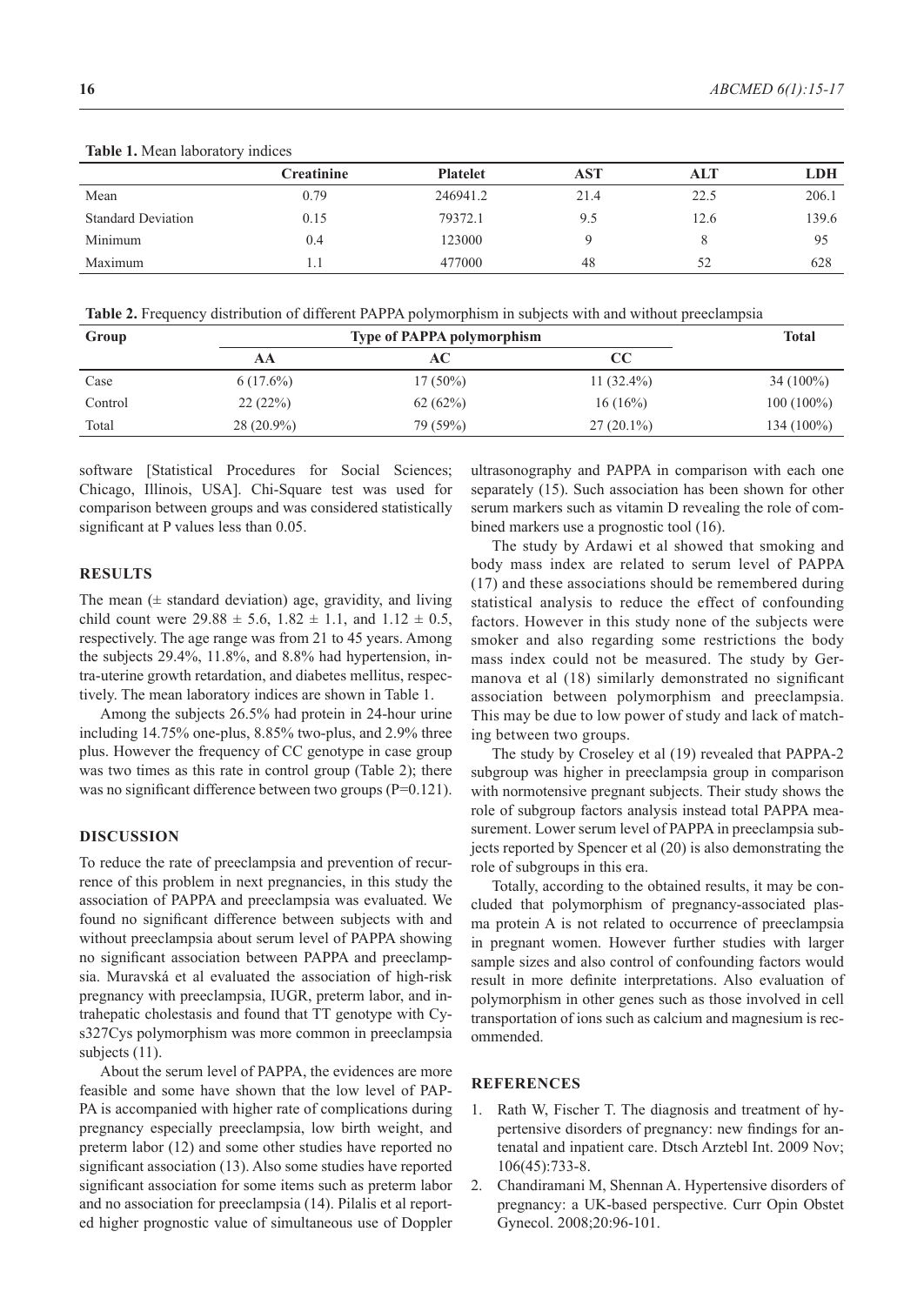**Table 1.** Mean laboratory indices

| | Creatinine | Platelet | AST | ALT | LDH |
|---|---|---|---|---|---|
| Mean | 0.79 | 246941.2 | 21.4 | 22.5 | 206.1 |
| Standard Deviation | 0.15 | 79372.1 | 9.5 | 12.6 | 139.6 |
| Minimum | 0.4 | 123000 | 9 | 8 | 95 |
| Maximum | 1.1 | 477000 | 48 | 52 | 628 |

**Table 2.** Frequency distribution of different PAPPA polymorphism in subjects with and without preeclampsia

| Group | Type of PAPPA polymorphism | | | Total |
|---|---|---|---|---|
| | AA | AC | CC | |
| Case | 6 (17.6%) | 17 (50%) | 11 (32.4%) | 34 (100%) |
| Control | 22 (22%) | 62 (62%) | 16 (16%) | 100 (100%) |
| Total | 28 (20.9%) | 79 (59%) | 27 (20.1%) | 134 (100%) |

software [Statistical Procedures for Social Sciences; Chicago, Illinois, USA]. Chi-Square test was used for comparison between groups and was considered statistically significant at P values less than 0.05.

## RESULTS

The mean (± standard deviation) age, gravidity, and living child count were 29.88 ± 5.6, 1.82 ± 1.1, and 1.12 ± 0.5, respectively. The age range was from 21 to 45 years. Among the subjects 29.4%, 11.8%, and 8.8% had hypertension, intra-uterine growth retardation, and diabetes mellitus, respectively. The mean laboratory indices are shown in Table 1.

Among the subjects 26.5% had protein in 24-hour urine including 14.75% one-plus, 8.85% two-plus, and 2.9% three plus. However the frequency of CC genotype in case group was two times as this rate in control group (Table 2); there was no significant difference between two groups (P=0.121).

## DISCUSSION

To reduce the rate of preeclampsia and prevention of recurrence of this problem in next pregnancies, in this study the association of PAPPA and preeclampsia was evaluated. We found no significant difference between subjects with and without preeclampsia about serum level of PAPPA showing no significant association between PAPPA and preeclampsia. Muravská et al evaluated the association of high-risk pregnancy with preeclampsia, IUGR, preterm labor, and intrahepatic cholestasis and found that TT genotype with Cys327Cys polymorphism was more common in preeclampsia subjects (11).

About the serum level of PAPPA, the evidences are more feasible and some have shown that the low level of PAPPA is accompanied with higher rate of complications during pregnancy especially preeclampsia, low birth weight, and preterm labor (12) and some other studies have reported no significant association (13). Also some studies have reported significant association for some items such as preterm labor and no association for preeclampsia (14). Pilalis et al reported higher prognostic value of simultaneous use of Doppler ultrasonography and PAPPA in comparison with each one separately (15). Such association has been shown for other serum markers such as vitamin D revealing the role of combined markers use a prognostic tool (16).

The study by Ardawi et al showed that smoking and body mass index are related to serum level of PAPPA (17) and these associations should be remembered during statistical analysis to reduce the effect of confounding factors. However in this study none of the subjects were smoker and also regarding some restrictions the body mass index could not be measured. The study by Germanova et al (18) similarly demonstrated no significant association between polymorphism and preeclampsia. This may be due to low power of study and lack of matching between two groups.

The study by Croseley et al (19) revealed that PAPPA-2 subgroup was higher in preeclampsia group in comparison with normotensive pregnant subjects. Their study shows the role of subgroup factors analysis instead total PAPPA measurement. Lower serum level of PAPPA in preeclampsia subjects reported by Spencer et al (20) is also demonstrating the role of subgroups in this era.

Totally, according to the obtained results, it may be concluded that polymorphism of pregnancy-associated plasma protein A is not related to occurrence of preeclampsia in pregnant women. However further studies with larger sample sizes and also control of confounding factors would result in more definite interpretations. Also evaluation of polymorphism in other genes such as those involved in cell transportation of ions such as calcium and magnesium is recommended.

## REFERENCES

1. Rath W, Fischer T. The diagnosis and treatment of hypertensive disorders of pregnancy: new findings for antenatal and inpatient care. Dtsch Arztebl Int. 2009 Nov; 106(45):733-8.
2. Chandiramani M, Shennan A. Hypertensive disorders of pregnancy: a UK-based perspective. Curr Opin Obstet Gynecol. 2008;20:96-101.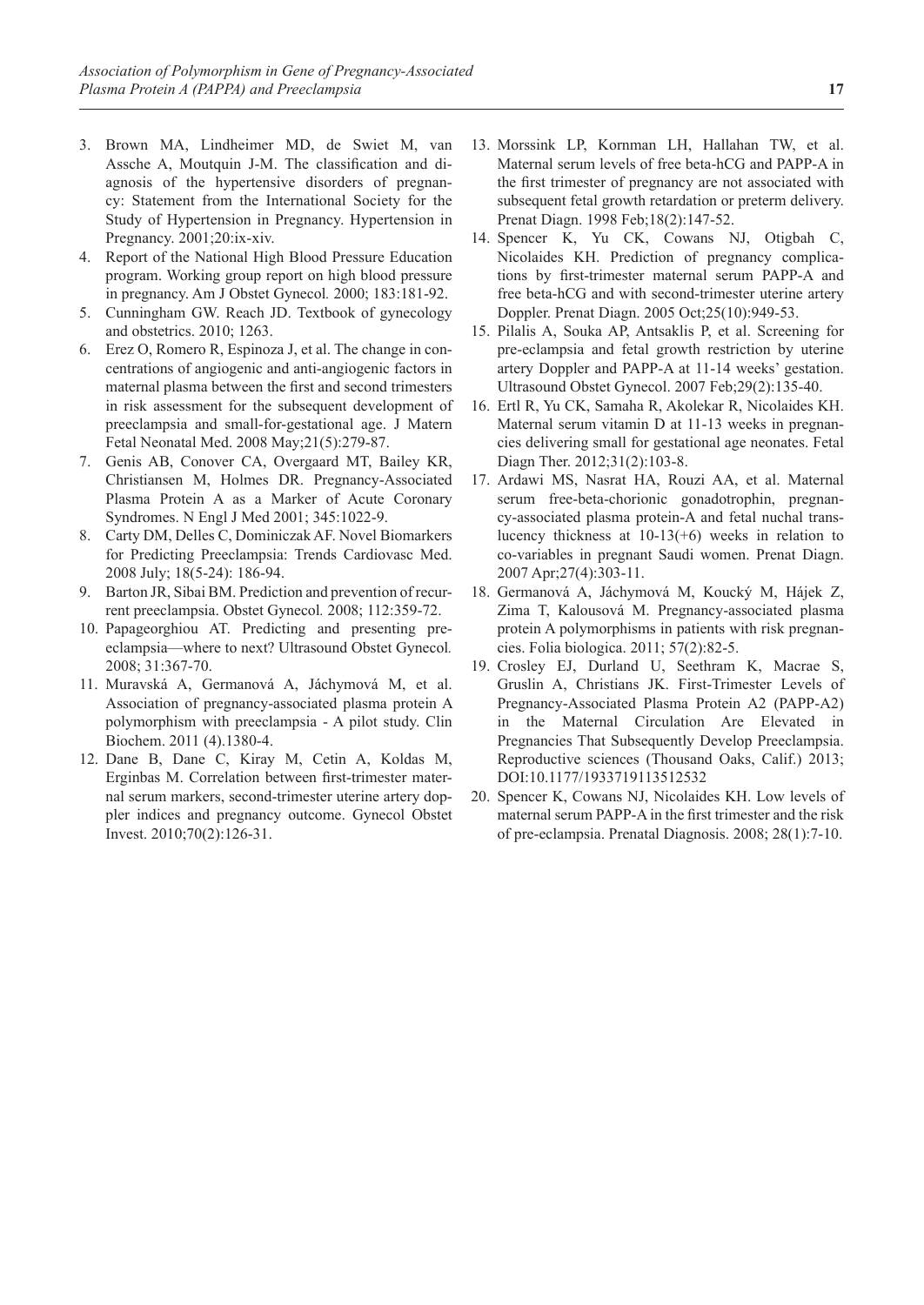3. Brown MA, Lindheimer MD, de Swiet M, van Assche A, Moutquin J-M. The classification and diagnosis of the hypertensive disorders of pregnancy: Statement from the International Society for the Study of Hypertension in Pregnancy. Hypertension in Pregnancy. 2001;20:ix-xiv.
4. Report of the National High Blood Pressure Education program. Working group report on high blood pressure in pregnancy. Am J Obstet Gynecol*.* 2000; 183:181-92.
5. Cunningham GW. Reach JD. Textbook of gynecology and obstetrics. 2010; 1263.
6. Erez O, Romero R, Espinoza J, et al. The change in concentrations of angiogenic and anti-angiogenic factors in maternal plasma between the first and second trimesters in risk assessment for the subsequent development of preeclampsia and small-for-gestational age. J Matern Fetal Neonatal Med. 2008 May;21(5):279-87.
7. Genis AB, Conover CA, Overgaard MT, Bailey KR, Christiansen M, Holmes DR. Pregnancy-Associated Plasma Protein A as a Marker of Acute Coronary Syndromes. N Engl J Med 2001; 345:1022-9.
8. Carty DM, Delles C, Dominiczak AF. Novel Biomarkers for Predicting Preeclampsia: Trends Cardiovasc Med. 2008 July; 18(5-24): 186-94.
9. Barton JR, Sibai BM. Prediction and prevention of recurrent preeclampsia. Obstet Gynecol*.* 2008; 112:359-72.
10. Papageorghiou AT. Predicting and presenting preeclampsia—where to next? Ultrasound Obstet Gynecol*.* 2008; 31:367-70.
11. Muravská A, Germanová A, Jáchymová M, et al. Association of pregnancy-associated plasma protein A polymorphism with preeclampsia - A pilot study. Clin Biochem. 2011 (4).1380-4.
12. Dane B, Dane C, Kiray M, Cetin A, Koldas M, Erginbas M. Correlation between first-trimester maternal serum markers, second-trimester uterine artery doppler indices and pregnancy outcome. Gynecol Obstet Invest. 2010;70(2):126-31.
13. Morssink LP, Kornman LH, Hallahan TW, et al. Maternal serum levels of free beta-hCG and PAPP-A in the first trimester of pregnancy are not associated with subsequent fetal growth retardation or preterm delivery. Prenat Diagn. 1998 Feb;18(2):147-52.
14. Spencer K, Yu CK, Cowans NJ, Otigbah C, Nicolaides KH. Prediction of pregnancy complications by first-trimester maternal serum PAPP-A and free beta-hCG and with second-trimester uterine artery Doppler. Prenat Diagn. 2005 Oct;25(10):949-53.
15. Pilalis A, Souka AP, Antsaklis P, et al. Screening for pre-eclampsia and fetal growth restriction by uterine artery Doppler and PAPP-A at 11-14 weeks' gestation. Ultrasound Obstet Gynecol. 2007 Feb;29(2):135-40.
16. Ertl R, Yu CK, Samaha R, Akolekar R, Nicolaides KH. Maternal serum vitamin D at 11-13 weeks in pregnancies delivering small for gestational age neonates. Fetal Diagn Ther. 2012;31(2):103-8.
17. Ardawi MS, Nasrat HA, Rouzi AA, et al. Maternal serum free-beta-chorionic gonadotrophin, pregnancy-associated plasma protein-A and fetal nuchal translucency thickness at 10-13(+6) weeks in relation to co-variables in pregnant Saudi women. Prenat Diagn. 2007 Apr;27(4):303-11.
18. Germanová A, Jáchymová M, Koucký M, Hájek Z, Zima T, Kalousová M. Pregnancy-associated plasma protein A polymorphisms in patients with risk pregnancies. Folia biologica. 2011; 57(2):82-5.
19. Crosley EJ, Durland U, Seethram K, Macrae S, Gruslin A, Christians JK. First-Trimester Levels of Pregnancy-Associated Plasma Protein A2 (PAPP-A2) in the Maternal Circulation Are Elevated in Pregnancies That Subsequently Develop Preeclampsia. Reproductive sciences (Thousand Oaks, Calif.) 2013; DOI:10.1177/1933719113512532
20. Spencer K, Cowans NJ, Nicolaides KH. Low levels of maternal serum PAPP-A in the first trimester and the risk of pre-eclampsia. Prenatal Diagnosis. 2008; 28(1):7-10.